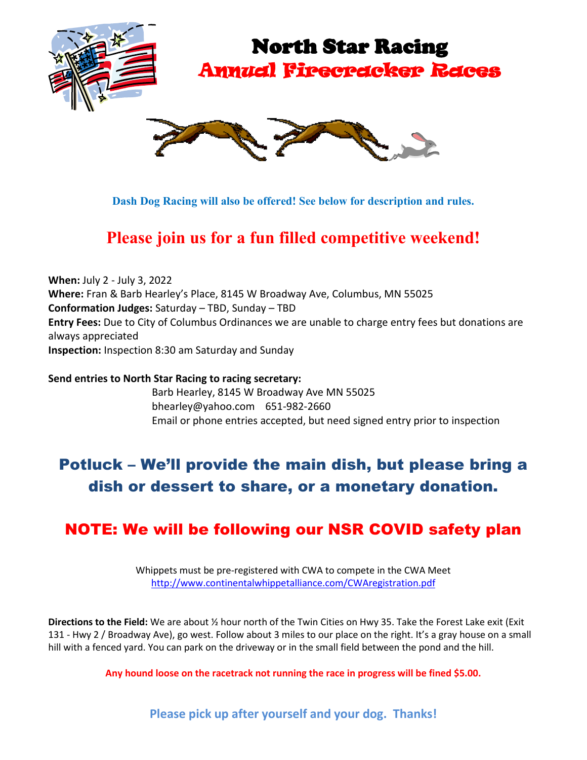# North Star Racing

## Annual Firecracker Races

**Dash Dog Racing will also be offered! See below for description and rules.**

## Please join us for a fun filled competitive weekend!

**When:** July 2 - July 3, 2022
**Where:** Fran & Barb Hearley's Place, 8145 W Broadway Ave, Columbus, MN 55025
**Conformation Judges:** Saturday – TBD, Sunday – TBD
**Entry Fees:** Due to City of Columbus Ordinances we are unable to charge entry fees but donations are always appreciated
**Inspection:** Inspection 8:30 am Saturday and Sunday

**Send entries to North Star Racing to racing secretary:**

Barb Hearley, 8145 W Broadway Ave MN 55025
bhearley@yahoo.com 651-982-2660
Email or phone entries accepted, but need signed entry prior to inspection

## Potluck – We'll provide the main dish, but please bring a dish or dessert to share, or a monetary donation.

## NOTE: We will be following our NSR COVID safety plan

Whippets must be pre-registered with CWA to compete in the CWA Meet
http://www.continentalwhippetalliance.com/CWAregistration.pdf

**Directions to the Field:** We are about ½ hour north of the Twin Cities on Hwy 35. Take the Forest Lake exit (Exit 131 - Hwy 2 / Broadway Ave), go west. Follow about 3 miles to our place on the right. It's a gray house on a small hill with a fenced yard. You can park on the driveway or in the small field between the pond and the hill.

**Any hound loose on the racetrack not running the race in progress will be fined $5.00.**

**Please pick up after yourself and your dog. Thanks!**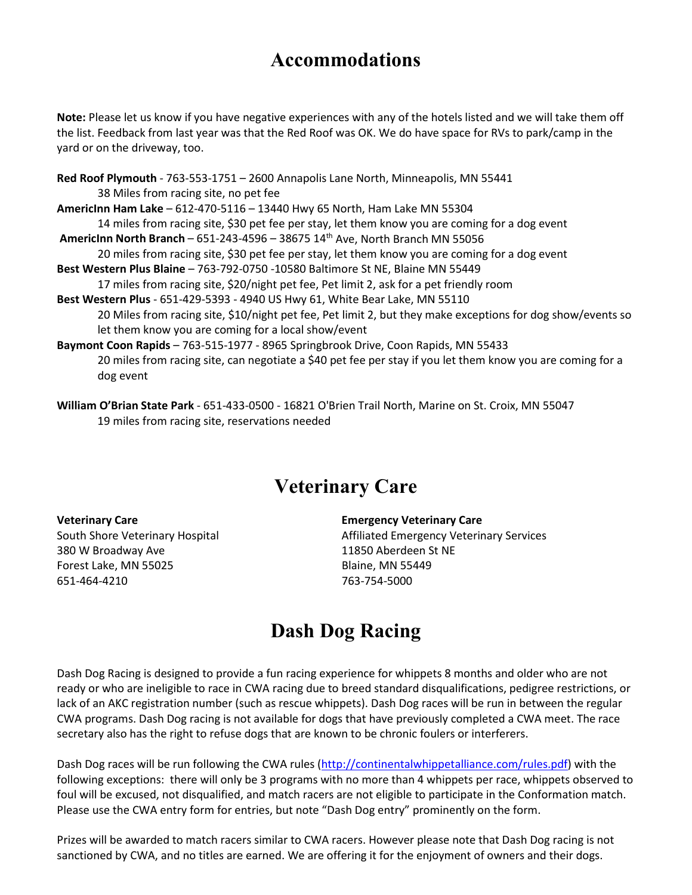# Accommodations

**Note:** Please let us know if you have negative experiences with any of the hotels listed and we will take them off the list. Feedback from last year was that the Red Roof was OK. We do have space for RVs to park/camp in the yard or on the driveway, too.

**Red Roof Plymouth** - 763-553-1751 – 2600 Annapolis Lane North, Minneapolis, MN 55441
38 Miles from racing site, no pet fee

**AmericInn Ham Lake** – 612-470-5116 – 13440 Hwy 65 North, Ham Lake MN 55304
14 miles from racing site, $30 pet fee per stay, let them know you are coming for a dog event

**AmericInn North Branch** – 651-243-4596 – 38675 14th Ave, North Branch MN 55056
20 miles from racing site, $30 pet fee per stay, let them know you are coming for a dog event

**Best Western Plus Blaine** – 763-792-0750 -10580 Baltimore St NE, Blaine MN 55449
17 miles from racing site, $20/night pet fee, Pet limit 2, ask for a pet friendly room

**Best Western Plus** - 651-429-5393 - 4940 US Hwy 61, White Bear Lake, MN 55110
20 Miles from racing site, $10/night pet fee, Pet limit 2, but they make exceptions for dog show/events so let them know you are coming for a local show/event

**Baymont Coon Rapids** – 763-515-1977 - 8965 Springbrook Drive, Coon Rapids, MN 55433
20 miles from racing site, can negotiate a $40 pet fee per stay if you let them know you are coming for a dog event

**William O'Brian State Park** - 651-433-0500 - 16821 O'Brien Trail North, Marine on St. Croix, MN 55047
19 miles from racing site, reservations needed

# Veterinary Care

**Veterinary Care**
South Shore Veterinary Hospital
380 W Broadway Ave
Forest Lake, MN 55025
651-464-4210

**Emergency Veterinary Care**
Affiliated Emergency Veterinary Services
11850 Aberdeen St NE
Blaine, MN 55449
763-754-5000

# Dash Dog Racing

Dash Dog Racing is designed to provide a fun racing experience for whippets 8 months and older who are not ready or who are ineligible to race in CWA racing due to breed standard disqualifications, pedigree restrictions, or lack of an AKC registration number (such as rescue whippets). Dash Dog races will be run in between the regular CWA programs. Dash Dog racing is not available for dogs that have previously completed a CWA meet. The race secretary also has the right to refuse dogs that are known to be chronic foulers or interferers.

Dash Dog races will be run following the CWA rules (http://continentalwhippetalliance.com/rules.pdf) with the following exceptions: there will only be 3 programs with no more than 4 whippets per race, whippets observed to foul will be excused, not disqualified, and match racers are not eligible to participate in the Conformation match. Please use the CWA entry form for entries, but note "Dash Dog entry" prominently on the form.

Prizes will be awarded to match racers similar to CWA racers. However please note that Dash Dog racing is not sanctioned by CWA, and no titles are earned. We are offering it for the enjoyment of owners and their dogs.